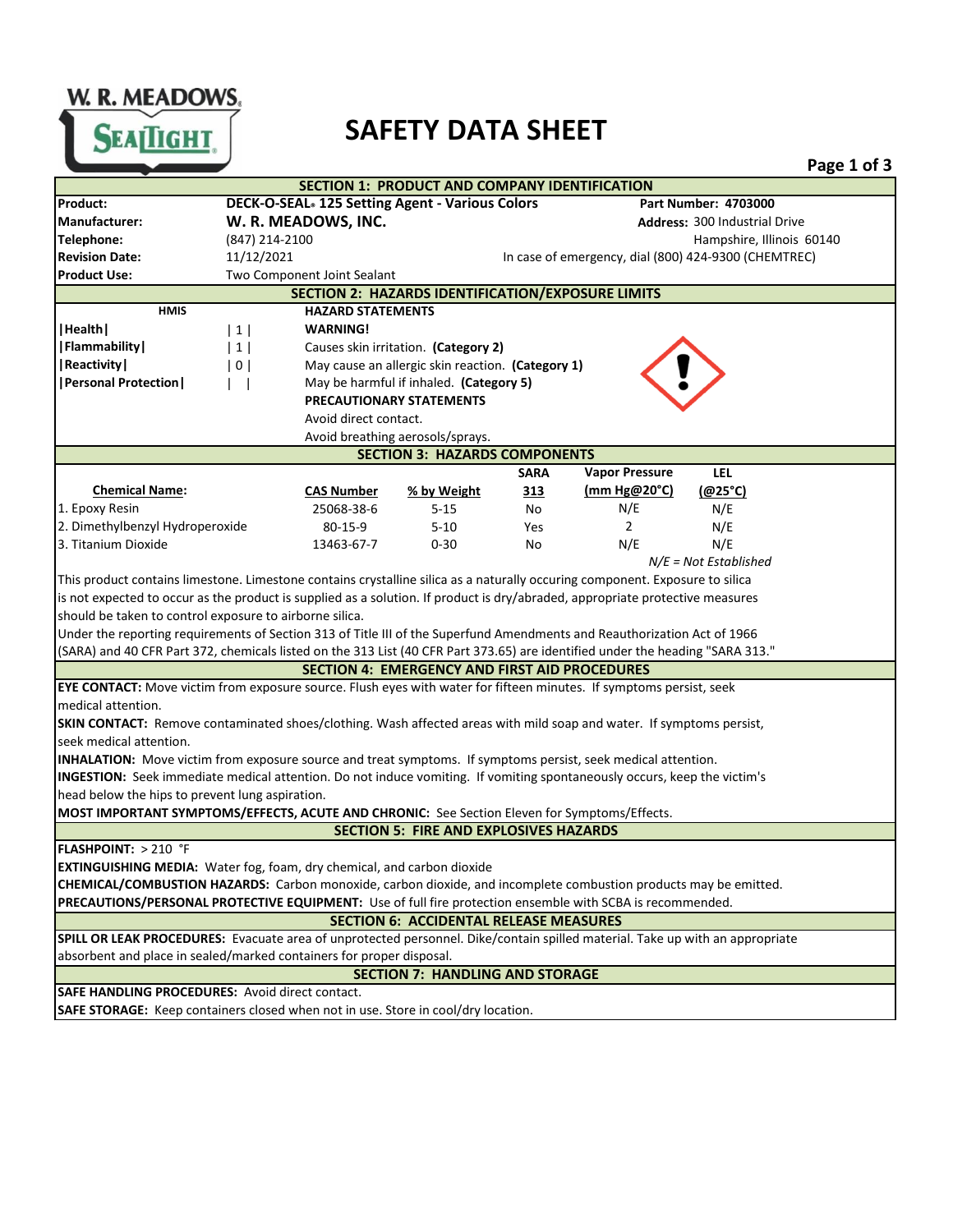# SAFETY DATA SHEET

W. R. MEADOWS. SEALTIGHT

## SECTION 1: PRODUCT AND COMPANY IDENTIFICATION

| | | | |
|---|---|---|---|
| **Product:** | **DECK-O-SEAL® 125 Setting Agent - Various Colors** | **Part Number: 4703000** | |
| **Manufacturer:** | **W. R. MEADOWS, INC.** | **Address:** 300 Industrial Drive | |
| **Telephone:** | (847) 214-2100 | Hampshire, Illinois 60140 | |
| **Revision Date:** | 11/12/2021 | In case of emergency, dial (800) 424-9300 (CHEMTREC) | |
| **Product Use:** | Two Component Joint Sealant | | |

## SECTION 2: HAZARDS IDENTIFICATION/EXPOSURE LIMITS

| HMIS | | HAZARD STATEMENTS |
|---|---|---|
| **\|Health\|** | \| 1 \| | **WARNING!** |
| **\|Flammability\|** | \| 1 \| | Causes skin irritation. **(Category 2)** |
| **\|Reactivity\|** | \| 0 \| | May cause an allergic skin reaction. **(Category 1)** |
| **\|Personal Protection\|** | \| \| | May be harmful if inhaled. **(Category 5)** |

**PRECAUTIONARY STATEMENTS**

Avoid direct contact.

Avoid breathing aerosols/sprays.

## SECTION 3: HAZARDS COMPONENTS

| Chemical Name: | CAS Number | % by Weight | SARA 313 | Vapor Pressure (mm Hg@20°C) | LEL (@25°C) |
|---|---|---|---|---|---|
| 1. Epoxy Resin | 25068-38-6 | 5-15 | No | N/E | N/E |
| 2. Dimethylbenzyl Hydroperoxide | 80-15-9 | 5-10 | Yes | 2 | N/E |
| 3. Titanium Dioxide | 13463-67-7 | 0-30 | No | N/E | N/E |

*N/E = Not Established*

This product contains limestone. Limestone contains crystalline silica as a naturally occuring component. Exposure to silica is not expected to occur as the product is supplied as a solution. If product is dry/abraded, appropriate protective measures should be taken to control exposure to airborne silica.

Under the reporting requirements of Section 313 of Title III of the Superfund Amendments and Reauthorization Act of 1966 (SARA) and 40 CFR Part 372, chemicals listed on the 313 List (40 CFR Part 373.65) are identified under the heading "SARA 313."

## SECTION 4: EMERGENCY AND FIRST AID PROCEDURES

**EYE CONTACT:** Move victim from exposure source. Flush eyes with water for fifteen minutes. If symptoms persist, seek medical attention.

**SKIN CONTACT:** Remove contaminated shoes/clothing. Wash affected areas with mild soap and water. If symptoms persist, seek medical attention.

**INHALATION:** Move victim from exposure source and treat symptoms. If symptoms persist, seek medical attention.

**INGESTION:** Seek immediate medical attention. Do not induce vomiting. If vomiting spontaneously occurs, keep the victim's head below the hips to prevent lung aspiration.

**MOST IMPORTANT SYMPTOMS/EFFECTS, ACUTE AND CHRONIC:** See Section Eleven for Symptoms/Effects.

## SECTION 5: FIRE AND EXPLOSIVES HAZARDS

**FLASHPOINT:** > 210 °F

**EXTINGUISHING MEDIA:** Water fog, foam, dry chemical, and carbon dioxide

**CHEMICAL/COMBUSTION HAZARDS:** Carbon monoxide, carbon dioxide, and incomplete combustion products may be emitted.

**PRECAUTIONS/PERSONAL PROTECTIVE EQUIPMENT:** Use of full fire protection ensemble with SCBA is recommended.

## SECTION 6: ACCIDENTAL RELEASE MEASURES

**SPILL OR LEAK PROCEDURES:** Evacuate area of unprotected personnel. Dike/contain spilled material. Take up with an appropriate absorbent and place in sealed/marked containers for proper disposal.

## SECTION 7: HANDLING AND STORAGE

**SAFE HANDLING PROCEDURES:** Avoid direct contact.

**SAFE STORAGE:** Keep containers closed when not in use. Store in cool/dry location.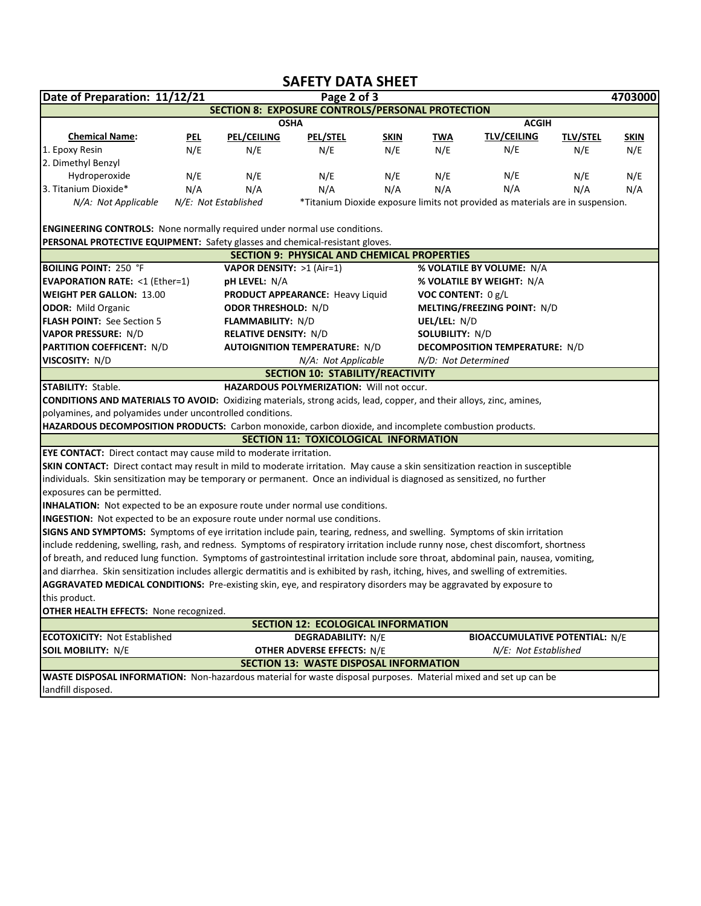# SAFETY DATA SHEET

**Date of Preparation: 11/12/21** | **4703000**

## SECTION 8: EXPOSURE CONTROLS/PERSONAL PROTECTION

| | OSHA | | | | ACGIH | | | |
|---|---|---|---|---|---|---|---|---|
| **Chemical Name:** | **PEL** | **PEL/CEILING** | **PEL/STEL** | **SKIN** | **TWA** | **TLV/CEILING** | **TLV/STEL** | **SKIN** |
| 1. Epoxy Resin | N/E | N/E | N/E | N/E | N/E | N/E | N/E | N/E |
| 2. Dimethyl Benzyl Hydroperoxide | N/E | N/E | N/E | N/E | N/E | N/E | N/E | N/E |
| 3. Titanium Dioxide* | N/A | N/A | N/A | N/A | N/A | N/A | N/A | N/A |

*N/A: Not Applicable* *N/E: Not Established* *Titanium Dioxide exposure limits not provided as materials are in suspension.

**ENGINEERING CONTROLS:** None normally required under normal use conditions.

**PERSONAL PROTECTIVE EQUIPMENT:** Safety glasses and chemical-resistant gloves.

## SECTION 9: PHYSICAL AND CHEMICAL PROPERTIES

**BOILING POINT:** 250 °F
**VAPOR DENSITY:** >1 (Air=1)
**% VOLATILE BY VOLUME:** N/A
**EVAPORATION RATE:** <1 (Ether=1)
**pH LEVEL:** N/A
**% VOLATILE BY WEIGHT:** N/A
**WEIGHT PER GALLON:** 13.00
**PRODUCT APPEARANCE:** Heavy Liquid
**VOC CONTENT:** 0 g/L
**ODOR:** Mild Organic
**ODOR THRESHOLD:** N/D
**MELTING/FREEZING POINT:** N/D
**FLASH POINT:** See Section 5
**FLAMMABILITY:** N/D
**UEL/LEL:** N/D
**VAPOR PRESSURE:** N/D
**RELATIVE DENSITY:** N/D
**SOLUBILITY:** N/D
**PARTITION COEFFICENT:** N/D
**AUTOIGNITION TEMPERATURE:** N/D
**DECOMPOSITION TEMPERATURE:** N/D
**VISCOSITY:** N/D

*N/A: Not Applicable* *N/D: Not Determined*

## SECTION 10: STABILITY/REACTIVITY

**STABILITY:** Stable. **HAZARDOUS POLYMERIZATION:** Will not occur.

**CONDITIONS AND MATERIALS TO AVOID:** Oxidizing materials, strong acids, lead, copper, and their alloys, zinc, amines, polyamines, and polyamides under uncontrolled conditions.

**HAZARDOUS DECOMPOSITION PRODUCTS:** Carbon monoxide, carbon dioxide, and incomplete combustion products.

## SECTION 11: TOXICOLOGICAL INFORMATION

**EYE CONTACT:** Direct contact may cause mild to moderate irritation.

**SKIN CONTACT:** Direct contact may result in mild to moderate irritation. May cause a skin sensitization reaction in susceptible individuals. Skin sensitization may be temporary or permanent. Once an individual is diagnosed as sensitized, no further exposures can be permitted.

**INHALATION:** Not expected to be an exposure route under normal use conditions.

**INGESTION:** Not expected to be an exposure route under normal use conditions.

**SIGNS AND SYMPTOMS:** Symptoms of eye irritation include pain, tearing, redness, and swelling. Symptoms of skin irritation include reddening, swelling, rash, and redness. Symptoms of respiratory irritation include runny nose, chest discomfort, shortness of breath, and reduced lung function. Symptoms of gastrointestinal irritation include sore throat, abdominal pain, nausea, vomiting, and diarrhea. Skin sensitization includes allergic dermatitis and is exhibited by rash, itching, hives, and swelling of extremities.

**AGGRAVATED MEDICAL CONDITIONS:** Pre-existing skin, eye, and respiratory disorders may be aggravated by exposure to this product.

**OTHER HEALTH EFFECTS:** None recognized.

## SECTION 12: ECOLOGICAL INFORMATION

**ECOTOXICITY:** Not Established
**DEGRADABILITY:** N/E
**BIOACCUMULATIVE POTENTIAL:** N/E
**SOIL MOBILITY:** N/E
**OTHER ADVERSE EFFECTS:** N/E

*N/E: Not Established*

## SECTION 13: WASTE DISPOSAL INFORMATION

**WASTE DISPOSAL INFORMATION:** Non-hazardous material for waste disposal purposes. Material mixed and set up can be landfill disposed.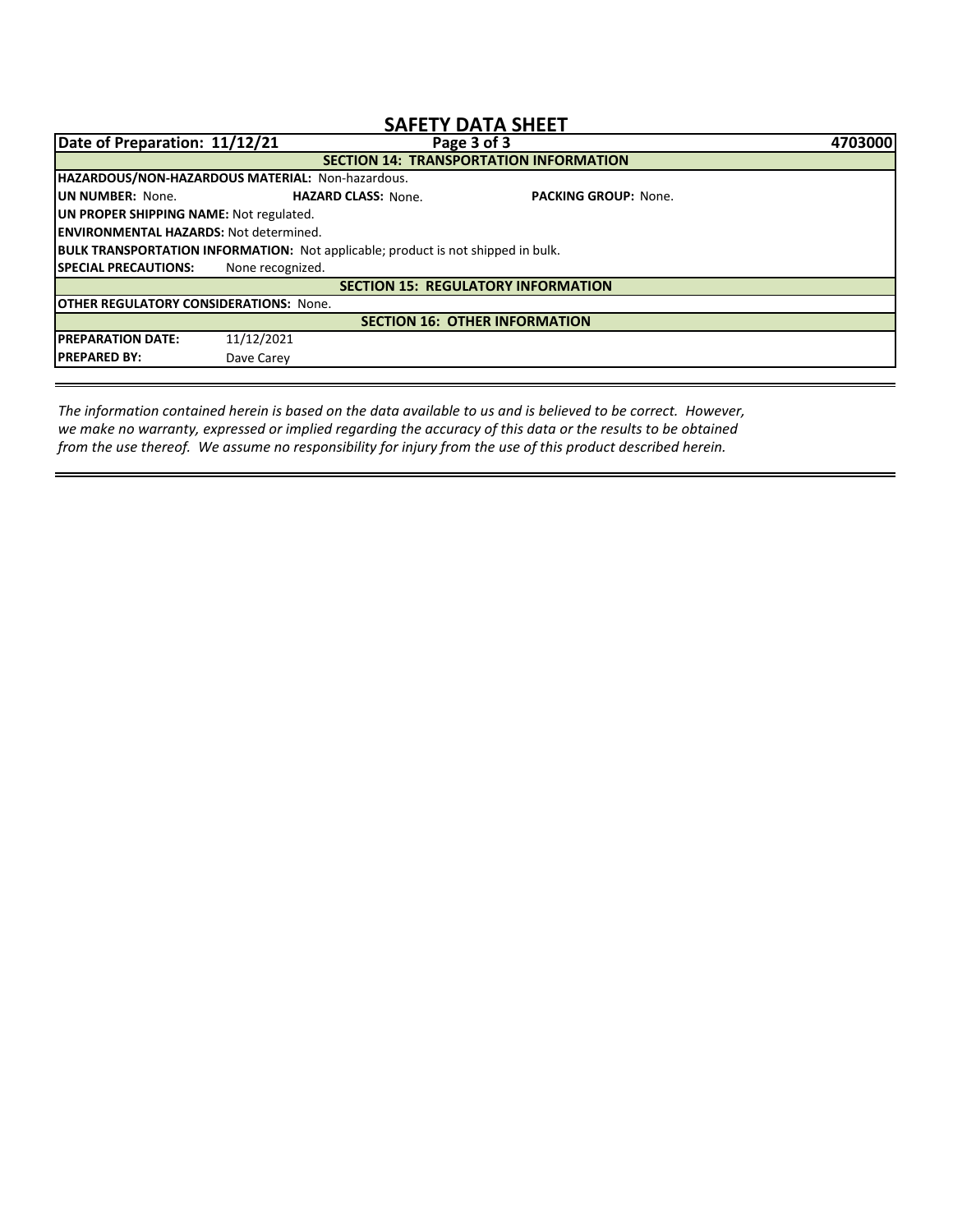# SAFETY DATA SHEET

**Date of Preparation: 11/12/21** | **4703000**

## SECTION 14: TRANSPORTATION INFORMATION

**HAZARDOUS/NON-HAZARDOUS MATERIAL:** Non-hazardous.

**UN NUMBER:** None. **HAZARD CLASS:** None. **PACKING GROUP:** None.

**UN PROPER SHIPPING NAME:** Not regulated.

**ENVIRONMENTAL HAZARDS:** Not determined.

**BULK TRANSPORTATION INFORMATION:** Not applicable; product is not shipped in bulk.

**SPECIAL PRECAUTIONS:** None recognized.

## SECTION 15: REGULATORY INFORMATION

**OTHER REGULATORY CONSIDERATIONS:** None.

## SECTION 16: OTHER INFORMATION

**PREPARATION DATE:** 11/12/2021

**PREPARED BY:** Dave Carey

*The information contained herein is based on the data available to us and is believed to be correct. However, we make no warranty, expressed or implied regarding the accuracy of this data or the results to be obtained from the use thereof. We assume no responsibility for injury from the use of this product described herein.*